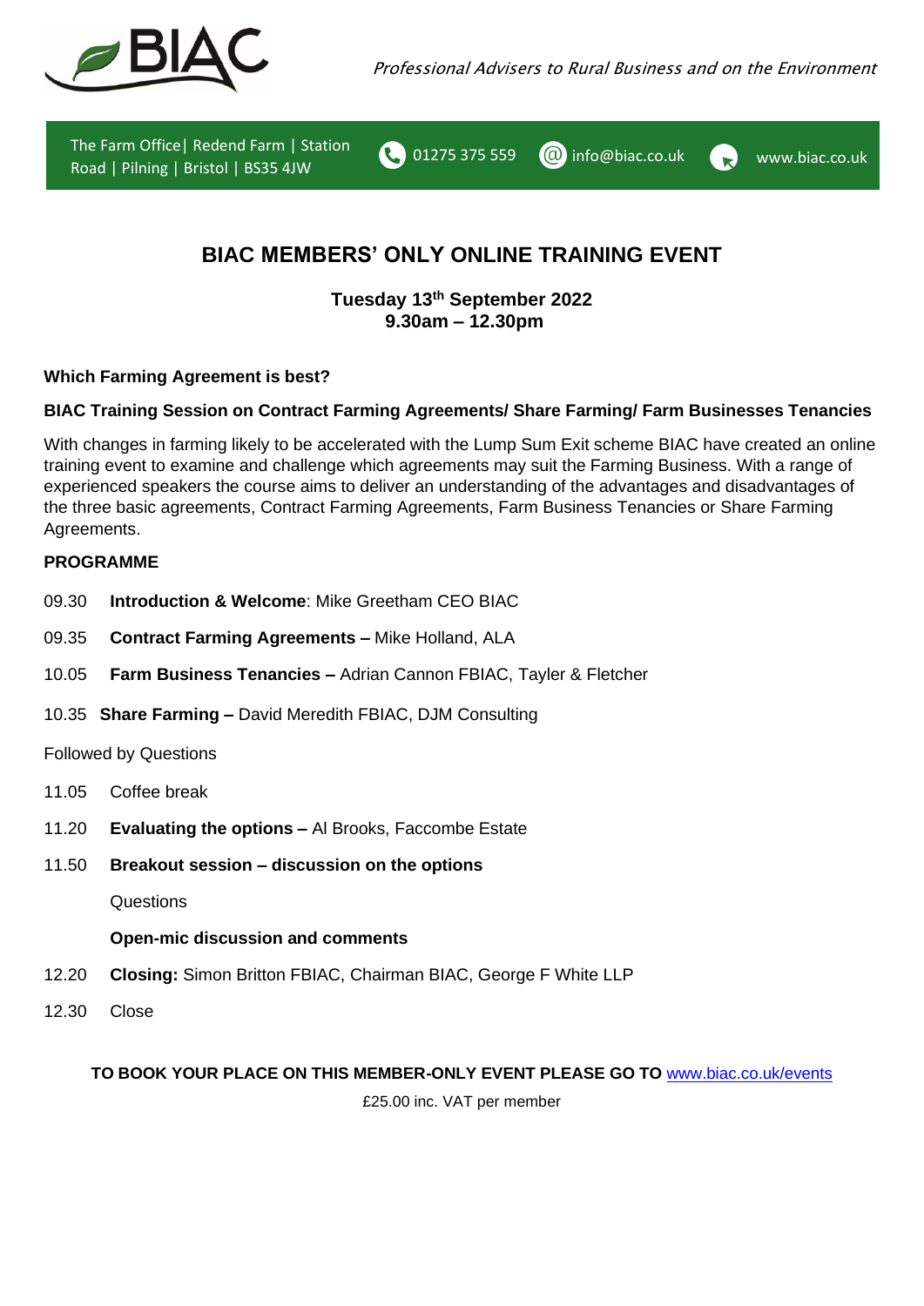BIAC

*Professional Advisers to Rural Business and on the Environment*

The Farm Office| Redend Farm | Station Road | Pilning | Bristol | BS35 4JW | 01275 375 559 | info@biac.co.uk | www.biac.co.uk

# BIAC MEMBERS' ONLY ONLINE TRAINING EVENT

**Tuesday 13th September 2022**
**9.30am – 12.30pm**

**Which Farming Agreement is best?**

**BIAC Training Session on Contract Farming Agreements/ Share Farming/ Farm Businesses Tenancies**

With changes in farming likely to be accelerated with the Lump Sum Exit scheme BIAC have created an online training event to examine and challenge which agreements may suit the Farming Business. With a range of experienced speakers the course aims to deliver an understanding of the advantages and disadvantages of the three basic agreements, Contract Farming Agreements, Farm Business Tenancies or Share Farming Agreements.

**PROGRAMME**

09.30 **Introduction & Welcome**: Mike Greetham CEO BIAC

09.35 **Contract Farming Agreements –** Mike Holland, ALA

10.05 **Farm Business Tenancies –** Adrian Cannon FBIAC, Tayler & Fletcher

10.35 **Share Farming –** David Meredith FBIAC, DJM Consulting

Followed by Questions

11.05 Coffee break

11.20 **Evaluating the options –** Al Brooks, Faccombe Estate

11.50 **Breakout session – discussion on the options**

Questions

**Open-mic discussion and comments**

12.20 **Closing:** Simon Britton FBIAC, Chairman BIAC, George F White LLP

12.30 Close

**TO BOOK YOUR PLACE ON THIS MEMBER-ONLY EVENT PLEASE GO TO** www.biac.co.uk/events

£25.00 inc. VAT per member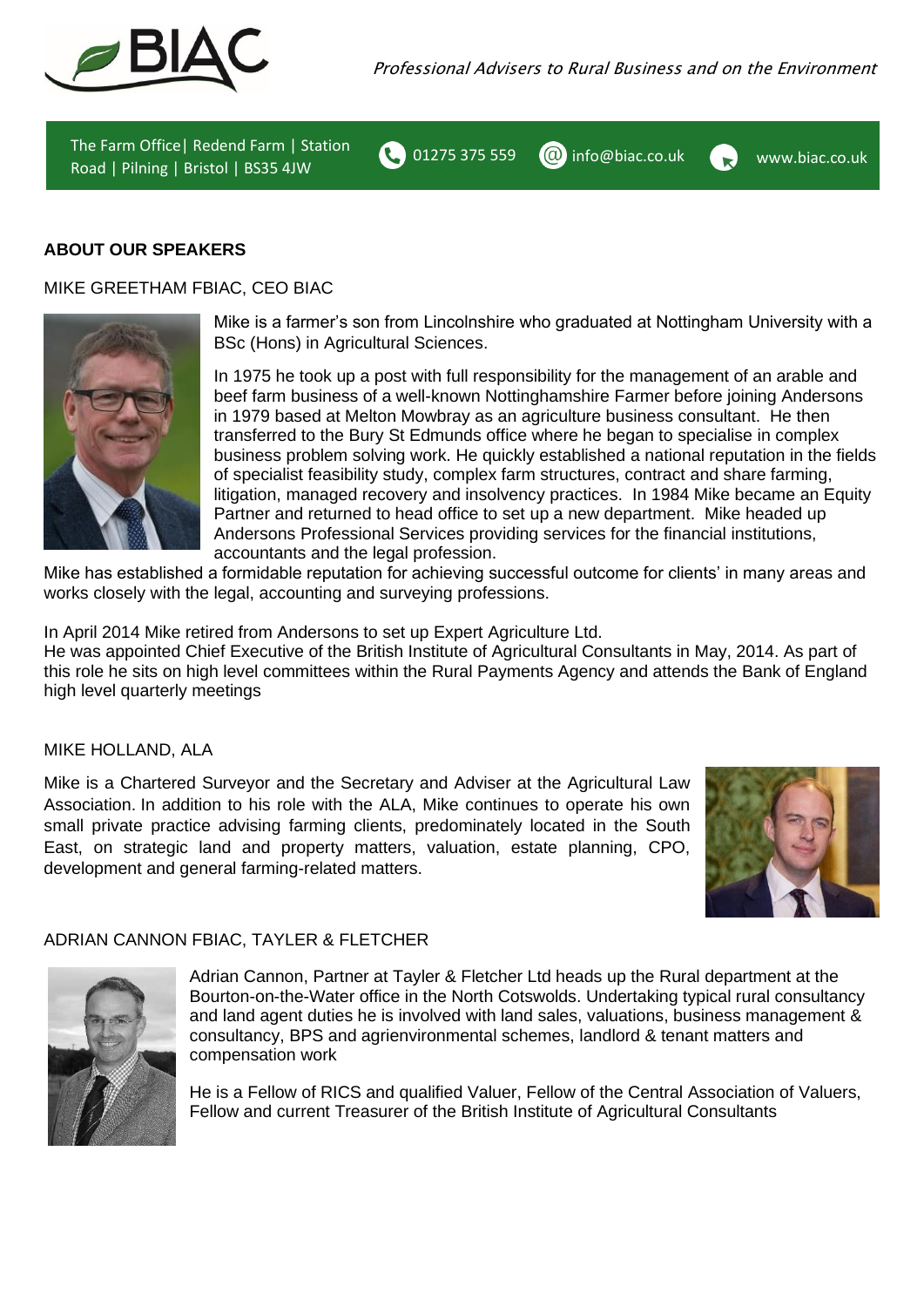BIAC

*Professional Advisers to Rural Business and on the Environment*

The Farm Office | Redend Farm | Station Road | Pilning | Bristol | BS35 4JW    01275 375 559    info@biac.co.uk    www.biac.co.uk

**ABOUT OUR SPEAKERS**

MIKE GREETHAM FBIAC, CEO BIAC

Mike is a farmer's son from Lincolnshire who graduated at Nottingham University with a BSc (Hons) in Agricultural Sciences.

In 1975 he took up a post with full responsibility for the management of an arable and beef farm business of a well-known Nottinghamshire Farmer before joining Andersons in 1979 based at Melton Mowbray as an agriculture business consultant. He then transferred to the Bury St Edmunds office where he began to specialise in complex business problem solving work. He quickly established a national reputation in the fields of specialist feasibility study, complex farm structures, contract and share farming, litigation, managed recovery and insolvency practices. In 1984 Mike became an Equity Partner and returned to head office to set up a new department. Mike headed up Andersons Professional Services providing services for the financial institutions, accountants and the legal profession.

Mike has established a formidable reputation for achieving successful outcome for clients' in many areas and works closely with the legal, accounting and surveying professions.

In April 2014 Mike retired from Andersons to set up Expert Agriculture Ltd.
He was appointed Chief Executive of the British Institute of Agricultural Consultants in May, 2014. As part of this role he sits on high level committees within the Rural Payments Agency and attends the Bank of England high level quarterly meetings

MIKE HOLLAND, ALA

Mike is a Chartered Surveyor and the Secretary and Adviser at the Agricultural Law Association. In addition to his role with the ALA, Mike continues to operate his own small private practice advising farming clients, predominately located in the South East, on strategic land and property matters, valuation, estate planning, CPO, development and general farming-related matters.

ADRIAN CANNON FBIAC, TAYLER & FLETCHER

Adrian Cannon, Partner at Tayler & Fletcher Ltd heads up the Rural department at the Bourton-on-the-Water office in the North Cotswolds. Undertaking typical rural consultancy and land agent duties he is involved with land sales, valuations, business management & consultancy, BPS and agrienvironmental schemes, landlord & tenant matters and compensation work

He is a Fellow of RICS and qualified Valuer, Fellow of the Central Association of Valuers, Fellow and current Treasurer of the British Institute of Agricultural Consultants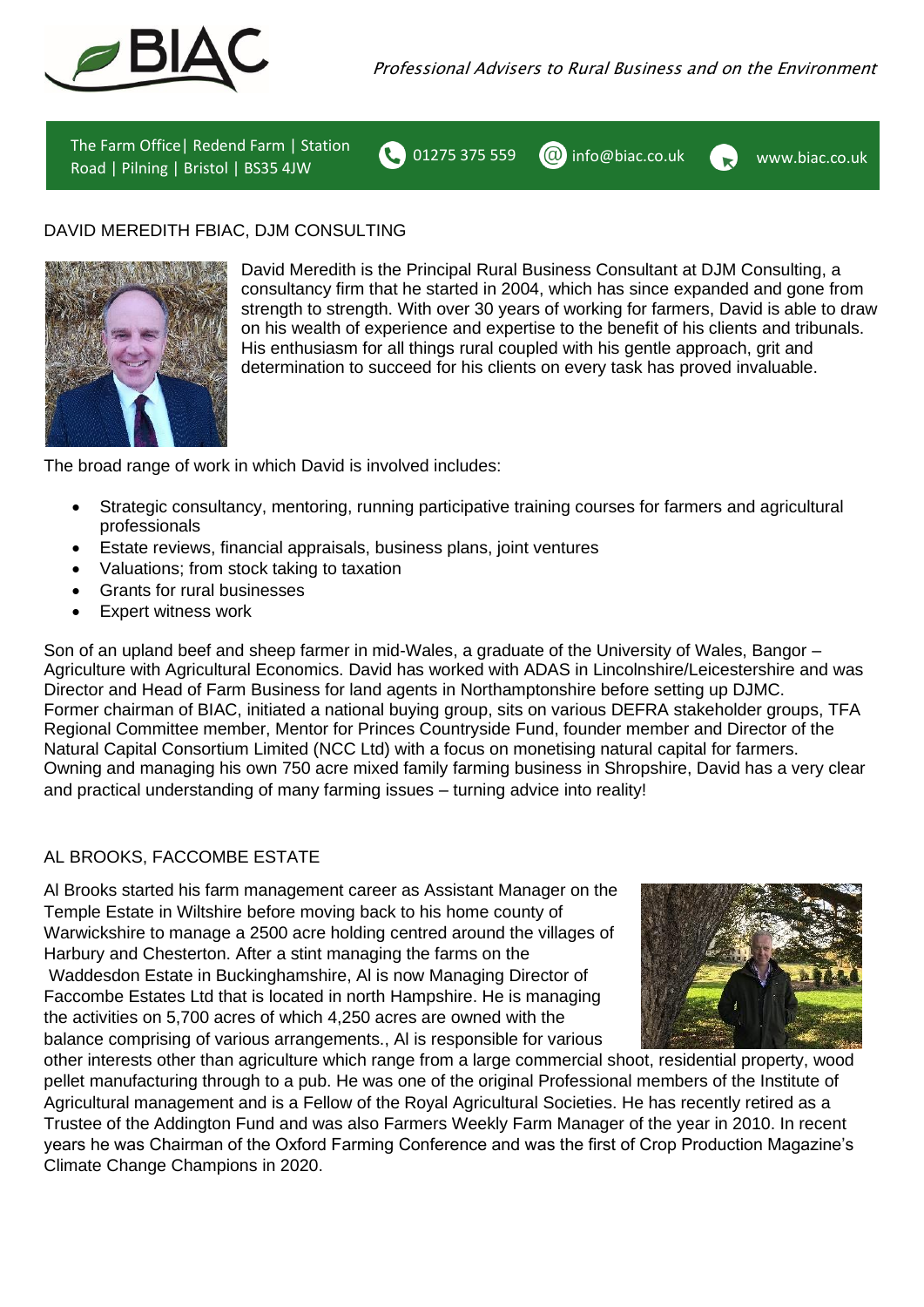DAVID MEREDITH FBIAC, DJM CONSULTING

David Meredith is the Principal Rural Business Consultant at DJM Consulting, a consultancy firm that he started in 2004, which has since expanded and gone from strength to strength. With over 30 years of working for farmers, David is able to draw on his wealth of experience and expertise to the benefit of his clients and tribunals. His enthusiasm for all things rural coupled with his gentle approach, grit and determination to succeed for his clients on every task has proved invaluable.

The broad range of work in which David is involved includes:

- Strategic consultancy, mentoring, running participative training courses for farmers and agricultural professionals
- Estate reviews, financial appraisals, business plans, joint ventures
- Valuations; from stock taking to taxation
- Grants for rural businesses
- Expert witness work

Son of an upland beef and sheep farmer in mid-Wales, a graduate of the University of Wales, Bangor – Agriculture with Agricultural Economics. David has worked with ADAS in Lincolnshire/Leicestershire and was Director and Head of Farm Business for land agents in Northamptonshire before setting up DJMC. Former chairman of BIAC, initiated a national buying group, sits on various DEFRA stakeholder groups, TFA Regional Committee member, Mentor for Princes Countryside Fund, founder member and Director of the Natural Capital Consortium Limited (NCC Ltd) with a focus on monetising natural capital for farmers. Owning and managing his own 750 acre mixed family farming business in Shropshire, David has a very clear and practical understanding of many farming issues – turning advice into reality!

AL BROOKS, FACCOMBE ESTATE

Al Brooks started his farm management career as Assistant Manager on the Temple Estate in Wiltshire before moving back to his home county of Warwickshire to manage a 2500 acre holding centred around the villages of Harbury and Chesterton. After a stint managing the farms on the Waddesdon Estate in Buckinghamshire, Al is now Managing Director of Faccombe Estates Ltd that is located in north Hampshire. He is managing the activities on 5,700 acres of which 4,250 acres are owned with the balance comprising of various arrangements., Al is responsible for various other interests other than agriculture which range from a large commercial shoot, residential property, wood pellet manufacturing through to a pub. He was one of the original Professional members of the Institute of Agricultural management and is a Fellow of the Royal Agricultural Societies. He has recently retired as a Trustee of the Addington Fund and was also Farmers Weekly Farm Manager of the year in 2010. In recent years he was Chairman of the Oxford Farming Conference and was the first of Crop Production Magazine's Climate Change Champions in 2020.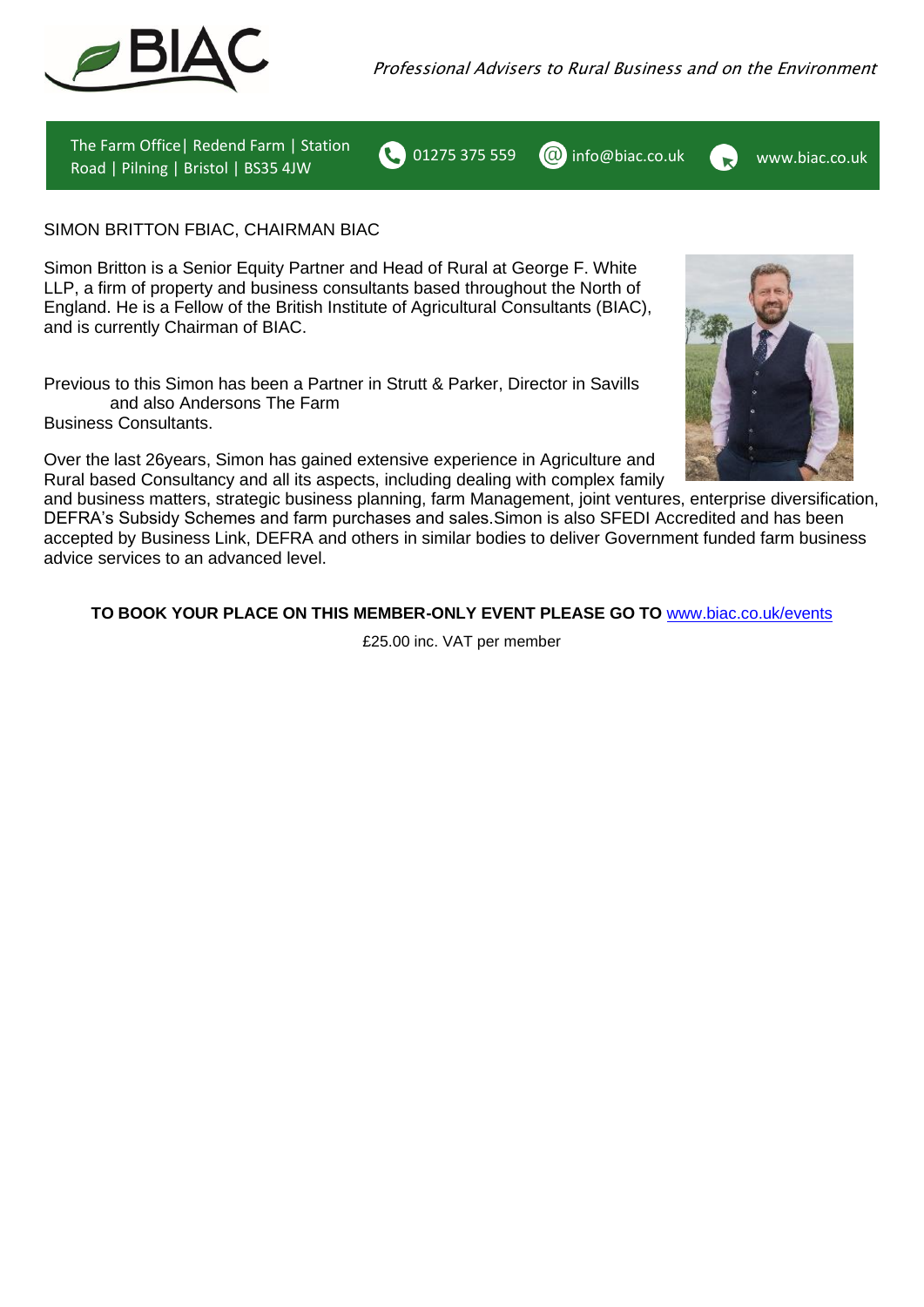*Professional Advisers to Rural Business and on the Environment*

The Farm Office | Redend Farm | Station Road | Pilning | Bristol | BS35 4JW    01275 375 559    info@biac.co.uk    www.biac.co.uk

SIMON BRITTON FBIAC, CHAIRMAN BIAC

Simon Britton is a Senior Equity Partner and Head of Rural at George F. White LLP, a firm of property and business consultants based throughout the North of England. He is a Fellow of the British Institute of Agricultural Consultants (BIAC), and is currently Chairman of BIAC.

Previous to this Simon has been a Partner in Strutt & Parker, Director in Savills and also Andersons The Farm Business Consultants.

Over the last 26years, Simon has gained extensive experience in Agriculture and Rural based Consultancy and all its aspects, including dealing with complex family and business matters, strategic business planning, farm Management, joint ventures, enterprise diversification, DEFRA's Subsidy Schemes and farm purchases and sales.Simon is also SFEDI Accredited and has been accepted by Business Link, DEFRA and others in similar bodies to deliver Government funded farm business advice services to an advanced level.

**TO BOOK YOUR PLACE ON THIS MEMBER-ONLY EVENT PLEASE GO TO** www.biac.co.uk/events

£25.00 inc. VAT per member